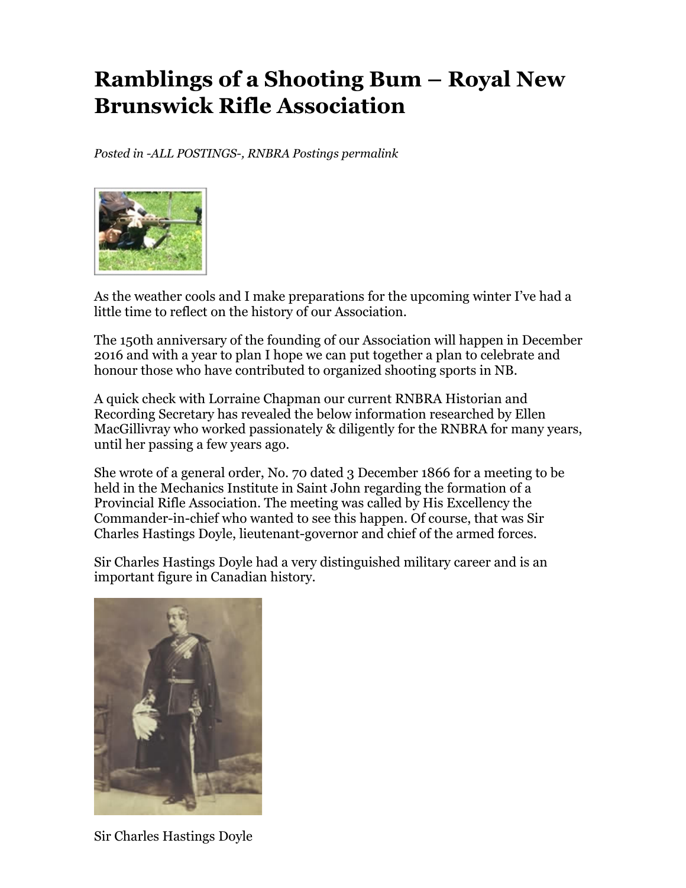# Ramblings of a Shooting Bum – Royal New Brunswick Rifle Association

*Posted in -ALL POSTINGS-, RNBRA Postings permalink*

As the weather cools and I make preparations for the upcoming winter I've had a little time to reflect on the history of our Association.

The 150th anniversary of the founding of our Association will happen in December 2016 and with a year to plan I hope we can put together a plan to celebrate and honour those who have contributed to organized shooting sports in NB.

A quick check with Lorraine Chapman our current RNBRA Historian and Recording Secretary has revealed the below information researched by Ellen MacGillivray who worked passionately & diligently for the RNBRA for many years, until her passing a few years ago.

She wrote of a general order, No. 70 dated 3 December 1866 for a meeting to be held in the Mechanics Institute in Saint John regarding the formation of a Provincial Rifle Association. The meeting was called by His Excellency the Commander-in-chief who wanted to see this happen. Of course, that was Sir Charles Hastings Doyle, lieutenant-governor and chief of the armed forces.

Sir Charles Hastings Doyle had a very distinguished military career and is an important figure in Canadian history.

Sir Charles Hastings Doyle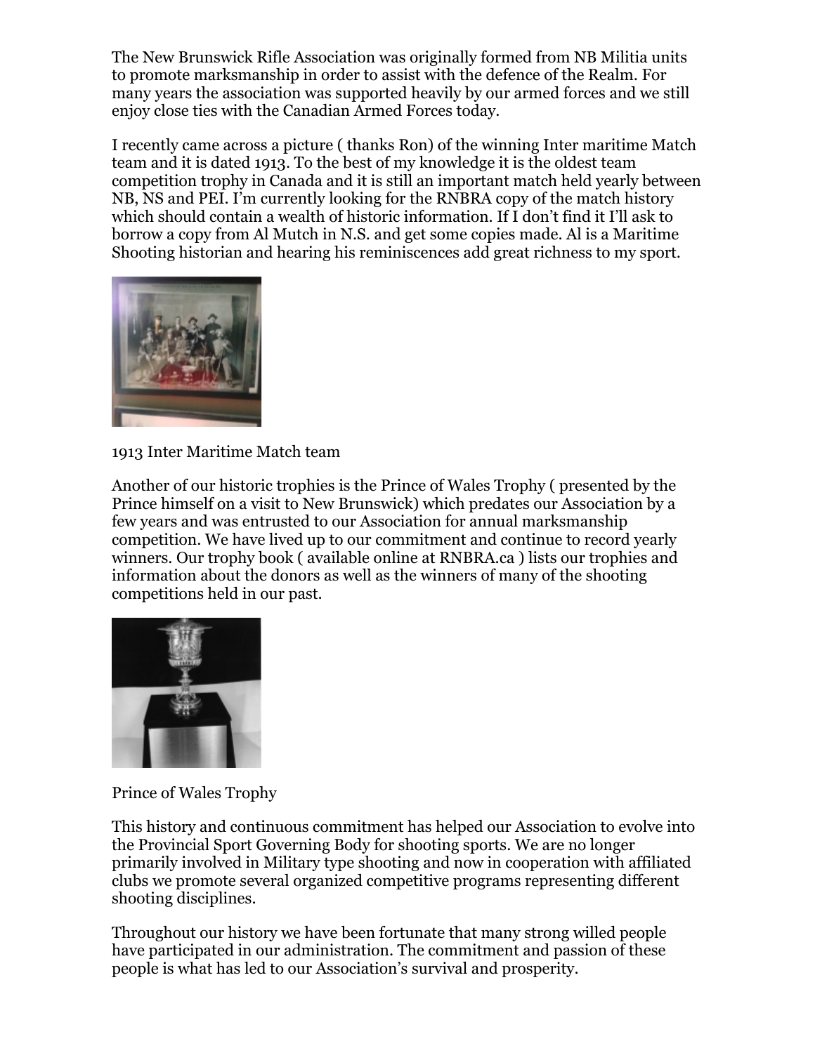The New Brunswick Rifle Association was originally formed from NB Militia units to promote marksmanship in order to assist with the defence of the Realm. For many years the association was supported heavily by our armed forces and we still enjoy close ties with the Canadian Armed Forces today.

I recently came across a picture ( thanks Ron) of the winning Inter maritime Match team and it is dated 1913. To the best of my knowledge it is the oldest team competition trophy in Canada and it is still an important match held yearly between NB, NS and PEI. I'm currently looking for the RNBRA copy of the match history which should contain a wealth of historic information. If I don't find it I'll ask to borrow a copy from Al Mutch in N.S. and get some copies made. Al is a Maritime Shooting historian and hearing his reminiscences add great richness to my sport.

1913 Inter Maritime Match team

Another of our historic trophies is the Prince of Wales Trophy ( presented by the Prince himself on a visit to New Brunswick) which predates our Association by a few years and was entrusted to our Association for annual marksmanship competition. We have lived up to our commitment and continue to record yearly winners. Our trophy book ( available online at RNBRA.ca ) lists our trophies and information about the donors as well as the winners of many of the shooting competitions held in our past.

Prince of Wales Trophy

This history and continuous commitment has helped our Association to evolve into the Provincial Sport Governing Body for shooting sports. We are no longer primarily involved in Military type shooting and now in cooperation with affiliated clubs we promote several organized competitive programs representing different shooting disciplines.

Throughout our history we have been fortunate that many strong willed people have participated in our administration. The commitment and passion of these people is what has led to our Association's survival and prosperity.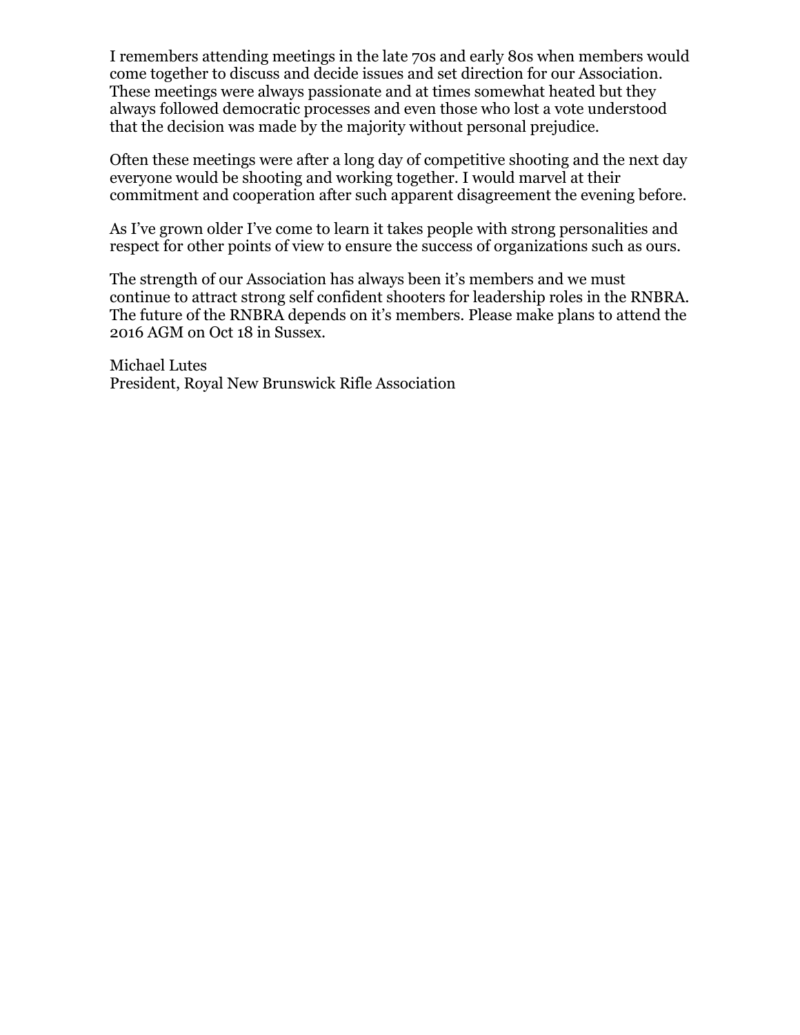I remembers attending meetings in the late 70s and early 80s when members would come together to discuss and decide issues and set direction for our Association. These meetings were always passionate and at times somewhat heated but they always followed democratic processes and even those who lost a vote understood that the decision was made by the majority without personal prejudice.

Often these meetings were after a long day of competitive shooting and the next day everyone would be shooting and working together. I would marvel at their commitment and cooperation after such apparent disagreement the evening before.

As I've grown older I've come to learn it takes people with strong personalities and respect for other points of view to ensure the success of organizations such as ours.

The strength of our Association has always been it's members and we must continue to attract strong self confident shooters for leadership roles in the RNBRA. The future of the RNBRA depends on it's members. Please make plans to attend the 2016 AGM on Oct 18 in Sussex.

Michael Lutes
President, Royal New Brunswick Rifle Association